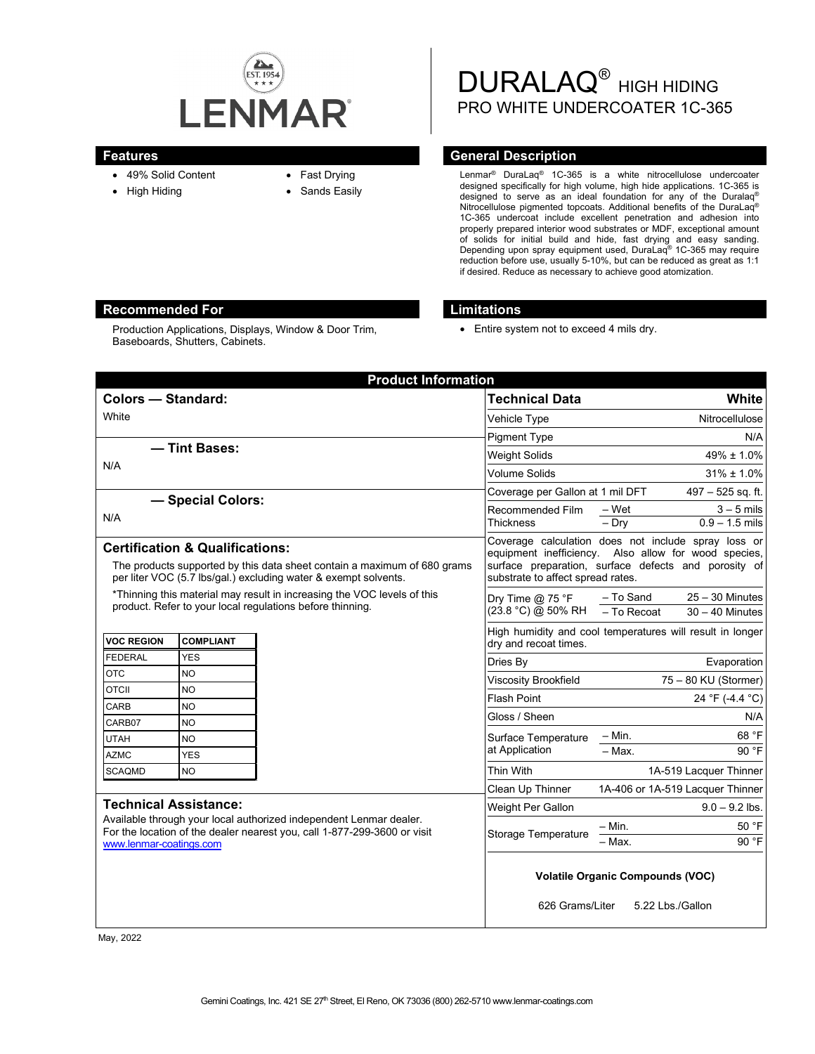LENMAR®

EST. 1954

# DURALAQ® HIGH HIDING PRO WHITE UNDERCOATER 1C-365

## Features

- 49% Solid Content
- High Hiding
- Fast Drying
- Sands Easily

## General Description

Lenmar® DuraLaq® 1C-365 is a white nitrocellulose undercoater designed specifically for high volume, high hide applications. 1C-365 is designed to serve as an ideal foundation for any of the DuraLaq® Nitrocellulose pigmented topcoats. Additional benefits of the DuraLaq® 1C-365 undercoat include excellent penetration and adhesion into properly prepared interior wood substrates or MDF, exceptional amount of solids for initial build and hide, fast drying and easy sanding. Depending upon spray equipment used, DuraLaq® 1C-365 may require reduction before use, usually 5-10%, but can be reduced as great as 1:1 if desired. Reduce as necessary to achieve good atomization.

## Recommended For

Production Applications, Displays, Window & Door Trim, Baseboards, Shutters, Cabinets.

## Limitations

- Entire system not to exceed 4 mils dry.

## Product Information

### Colors — Standard:

White

### — Tint Bases:

N/A

### — Special Colors:

N/A

### Certification & Qualifications:

The products supported by this data sheet contain a maximum of 680 grams per liter VOC (5.7 lbs/gal.) excluding water & exempt solvents.

*Thinning this material may result in increasing the VOC levels of this product. Refer to your local regulations before thinning.

| VOC REGION | COMPLIANT |
|---|---|
| FEDERAL | YES |
| OTC | NO |
| OTCII | NO |
| CARB | NO |
| CARB07 | NO |
| UTAH | NO |
| AZMC | YES |
| SCAQMD | NO |

### Technical Assistance:

Available through your local authorized independent Lenmar dealer. For the location of the dealer nearest you, call 1-877-299-3600 or visit www.lenmar-coatings.com

| Technical Data | | White |
|---|---|---|
| Vehicle Type | | Nitrocellulose |
| Pigment Type | | N/A |
| Weight Solids | | 49% ± 1.0% |
| Volume Solids | | 31% ± 1.0% |
| Coverage per Gallon at 1 mil DFT | | 497 – 525 sq. ft. |
| Recommended Film Thickness | – Wet | 3 – 5 mils |
| | – Dry | 0.9 – 1.5 mils |
| Coverage calculation does not include spray loss or equipment inefficiency. Also allow for wood species, surface preparation, surface defects and porosity of substrate to affect spread rates. | | |
| Dry Time @ 75 °F (23.8 °C) @ 50% RH | – To Sand | 25 – 30 Minutes |
| | – To Recoat | 30 – 40 Minutes |
| High humidity and cool temperatures will result in longer dry and recoat times. | | |
| Dries By | | Evaporation |
| Viscosity Brookfield | | 75 – 80 KU (Stormer) |
| Flash Point | | 24 °F (-4.4 °C) |
| Gloss / Sheen | | N/A |
| Surface Temperature at Application | – Min. | 68 °F |
| | – Max. | 90 °F |
| Thin With | | 1A-519 Lacquer Thinner |
| Clean Up Thinner | | 1A-406 or 1A-519 Lacquer Thinner |
| Weight Per Gallon | | 9.0 – 9.2 lbs. |
| Storage Temperature | – Min. | 50 °F |
| | – Max. | 90 °F |

**Volatile Organic Compounds (VOC)**

626 Grams/Liter 5.22 Lbs./Gallon

May, 2022

Gemini Coatings, Inc. 421 SE 27th Street, El Reno, OK 73036 (800) 262-5710 www.lenmar-coatings.com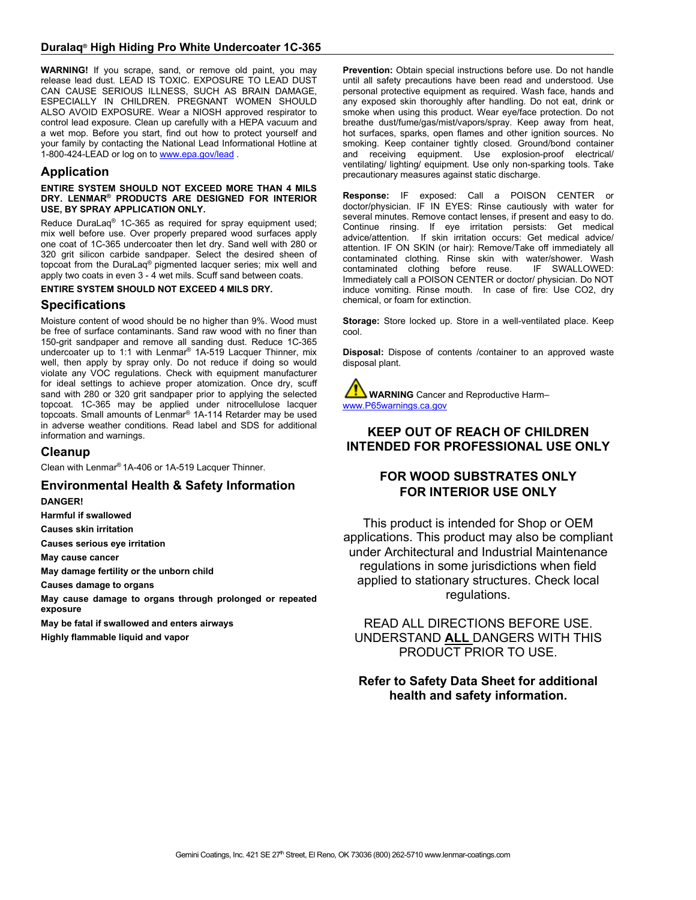# Duralaq® High Hiding Pro White Undercoater 1C-365

**WARNING!** If you scrape, sand, or remove old paint, you may release lead dust. LEAD IS TOXIC. EXPOSURE TO LEAD DUST CAN CAUSE SERIOUS ILLNESS, SUCH AS BRAIN DAMAGE, ESPECIALLY IN CHILDREN. PREGNANT WOMEN SHOULD ALSO AVOID EXPOSURE. Wear a NIOSH approved respirator to control lead exposure. Clean up carefully with a HEPA vacuum and a wet mop. Before you start, find out how to protect yourself and your family by contacting the National Lead Informational Hotline at 1-800-424-LEAD or log on to www.epa.gov/lead .

## Application

**ENTIRE SYSTEM SHOULD NOT EXCEED MORE THAN 4 MILS DRY. LENMAR® PRODUCTS ARE DESIGNED FOR INTERIOR USE, BY SPRAY APPLICATION ONLY.**

Reduce DuraLaq® 1C-365 as required for spray equipment used; mix well before use. Over properly prepared wood surfaces apply one coat of 1C-365 undercoater then let dry. Sand well with 280 or 320 grit silicon carbide sandpaper. Select the desired sheen of topcoat from the DuraLaq® pigmented lacquer series; mix well and apply two coats in even 3 - 4 wet mils. Scuff sand between coats.

**ENTIRE SYSTEM SHOULD NOT EXCEED 4 MILS DRY.**

## Specifications

Moisture content of wood should be no higher than 9%. Wood must be free of surface contaminants. Sand raw wood with no finer than 150-grit sandpaper and remove all sanding dust. Reduce 1C-365 undercoater up to 1:1 with Lenmar® 1A-519 Lacquer Thinner, mix well, then apply by spray only. Do not reduce if doing so would violate any VOC regulations. Check with equipment manufacturer for ideal settings to achieve proper atomization. Once dry, scuff sand with 280 or 320 grit sandpaper prior to applying the selected topcoat. 1C-365 may be applied under nitrocellulose lacquer topcoats. Small amounts of Lenmar® 1A-114 Retarder may be used in adverse weather conditions. Read label and SDS for additional information and warnings.

## Cleanup

Clean with Lenmar® 1A-406 or 1A-519 Lacquer Thinner.

## Environmental Health & Safety Information

**DANGER!**

**Harmful if swallowed**

**Causes skin irritation**

**Causes serious eye irritation**

**May cause cancer**

**May damage fertility or the unborn child**

**Causes damage to organs**

**May cause damage to organs through prolonged or repeated exposure**

**May be fatal if swallowed and enters airways**

**Highly flammable liquid and vapor**

**Prevention:** Obtain special instructions before use. Do not handle until all safety precautions have been read and understood. Use personal protective equipment as required. Wash face, hands and any exposed skin thoroughly after handling. Do not eat, drink or smoke when using this product. Wear eye/face protection. Do not breathe dust/fume/gas/mist/vapors/spray. Keep away from heat, hot surfaces, sparks, open flames and other ignition sources. No smoking. Keep container tightly closed. Ground/bond container and receiving equipment. Use explosion-proof electrical/ ventilating/ lighting/ equipment. Use only non-sparking tools. Take precautionary measures against static discharge.

**Response:** IF exposed: Call a POISON CENTER or doctor/physician. IF IN EYES: Rinse cautiously with water for several minutes. Remove contact lenses, if present and easy to do. Continue rinsing. If eye irritation persists: Get medical advice/attention. If skin irritation occurs: Get medical advice/ attention. IF ON SKIN (or hair): Remove/Take off immediately all contaminated clothing. Rinse skin with water/shower. Wash contaminated clothing before reuse. IF SWALLOWED: Immediately call a POISON CENTER or doctor/ physician. Do NOT induce vomiting. Rinse mouth. In case of fire: Use CO2, dry chemical, or foam for extinction.

**Storage:** Store locked up. Store in a well-ventilated place. Keep cool.

**Disposal:** Dispose of contents /container to an approved waste disposal plant.

**WARNING** Cancer and Reproductive Harm– www.P65warnings.ca.gov

**KEEP OUT OF REACH OF CHILDREN**
**INTENDED FOR PROFESSIONAL USE ONLY**

**FOR WOOD SUBSTRATES ONLY**
**FOR INTERIOR USE ONLY**

This product is intended for Shop or OEM applications. This product may also be compliant under Architectural and Industrial Maintenance regulations in some jurisdictions when field applied to stationary structures. Check local regulations.

READ ALL DIRECTIONS BEFORE USE. UNDERSTAND **ALL** DANGERS WITH THIS PRODUCT PRIOR TO USE.

**Refer to Safety Data Sheet for additional health and safety information.**

Gemini Coatings, Inc. 421 SE 27th Street, El Reno, OK 73036 (800) 262-5710 www.lenmar-coatings.com